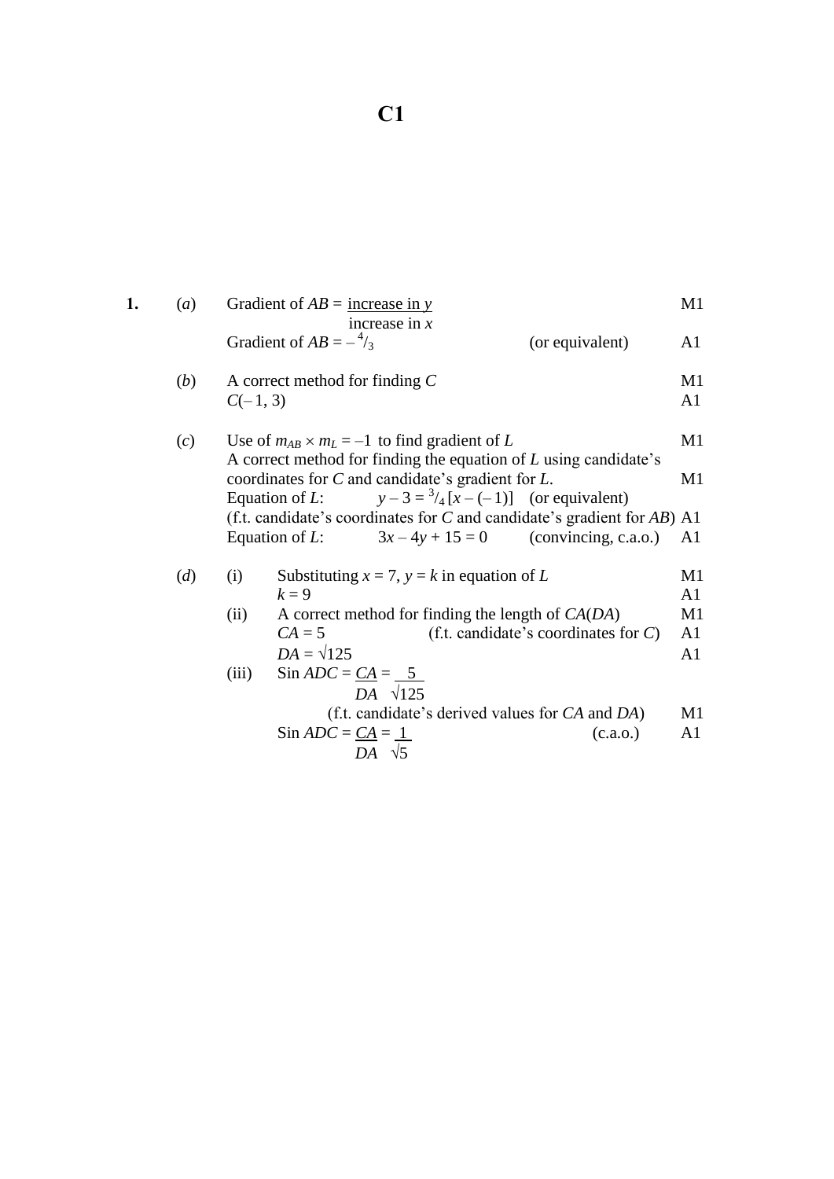# C1

**1.** (*a*) Gradient of $AB = \dfrac{\text{increase in } y}{\text{increase in } x}$ M1

Gradient of $AB = -{}^4/_3$ (or equivalent) A1

(*b*) A correct method for finding $C$ M1

$C(-1, 3)$ A1

(*c*) Use of $m_{AB} \times m_L = -1$ to find gradient of $L$ M1

A correct method for finding the equation of $L$ using candidate's coordinates for $C$ and candidate's gradient for $L$. M1

Equation of $L$: $y - 3 = {}^3/_4\,[x - (-1)]$ (or equivalent)

(f.t. candidate's coordinates for $C$ and candidate's gradient for $AB$) A1

Equation of $L$: $3x - 4y + 15 = 0$ (convincing, c.a.o.) A1

(*d*) (i) Substituting $x = 7$, $y = k$ in equation of $L$ M1

$k = 9$ A1

(ii) A correct method for finding the length of $CA(DA)$ M1

$CA = 5$ (f.t. candidate's coordinates for $C$) A1

$DA = \sqrt{125}$ A1

(iii) $\text{Sin } ADC = \dfrac{CA}{DA} = \dfrac{5}{\sqrt{125}}$

(f.t. candidate's derived values for $CA$ and $DA$) M1

$\text{Sin } ADC = \dfrac{CA}{DA} = \dfrac{1}{\sqrt{5}}$ (c.a.o.) A1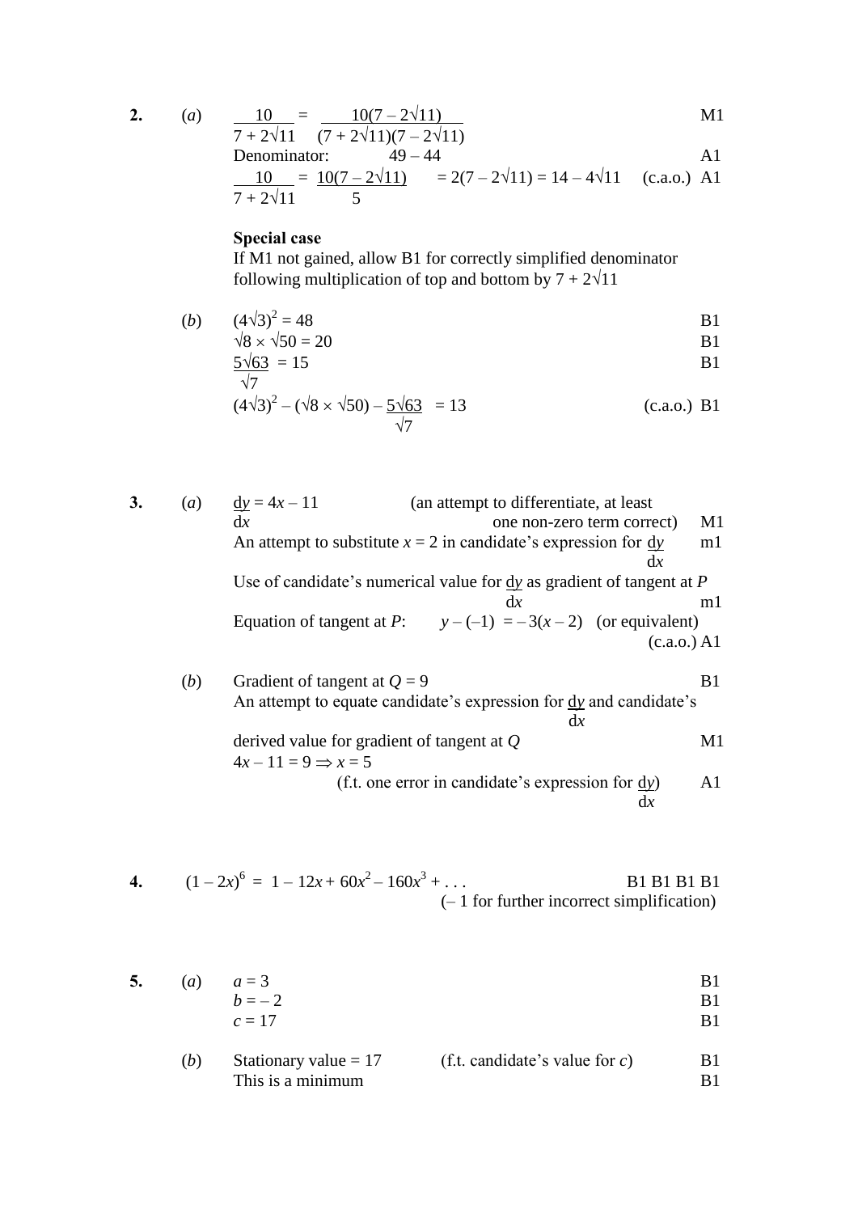**2.** (*a*) $\dfrac{10}{7+2\sqrt{11}} = \dfrac{10(7-2\sqrt{11})}{(7+2\sqrt{11})(7-2\sqrt{11})}$ M1

Denominator: $49 - 44$ A1

$\dfrac{10}{7+2\sqrt{11}} = \dfrac{10(7-2\sqrt{11})}{5} = 2(7-2\sqrt{11}) = 14 - 4\sqrt{11}$ (c.a.o.) A1

**Special case**

If M1 not gained, allow B1 for correctly simplified denominator following multiplication of top and bottom by $7 + 2\sqrt{11}$

(*b*) $(4\sqrt{3})^2 = 48$ B1

$\sqrt{8} \times \sqrt{50} = 20$ B1

$\dfrac{5\sqrt{63}}{\sqrt{7}} = 15$ B1

$(4\sqrt{3})^2 - (\sqrt{8} \times \sqrt{50}) - \dfrac{5\sqrt{63}}{\sqrt{7}} = 13$ (c.a.o.) B1

**3.** (*a*) $\dfrac{dy}{dx} = 4x - 11$ (an attempt to differentiate, at least one non-zero term correct) M1

An attempt to substitute $x = 2$ in candidate's expression for $\dfrac{dy}{dx}$ m1

Use of candidate's numerical value for $\dfrac{dy}{dx}$ as gradient of tangent at $P$ m1

Equation of tangent at $P$: $y - (-1) = -3(x - 2)$ (or equivalent) (c.a.o.) A1

(*b*) Gradient of tangent at $Q = 9$ B1

An attempt to equate candidate's expression for $\dfrac{dy}{dx}$ and candidate's derived value for gradient of tangent at $Q$ M1

$4x - 11 = 9 \Rightarrow x = 5$

(f.t. one error in candidate's expression for $\dfrac{dy}{dx}$) A1

**4.** $(1 - 2x)^6 = 1 - 12x + 60x^2 - 160x^3 + \ldots$ B1 B1 B1 B1

(– 1 for further incorrect simplification)

**5.** (*a*) $a = 3$ B1

$b = -2$ B1

$c = 17$ B1

(*b*) Stationary value = 17 (f.t. candidate's value for $c$) B1

This is a minimum B1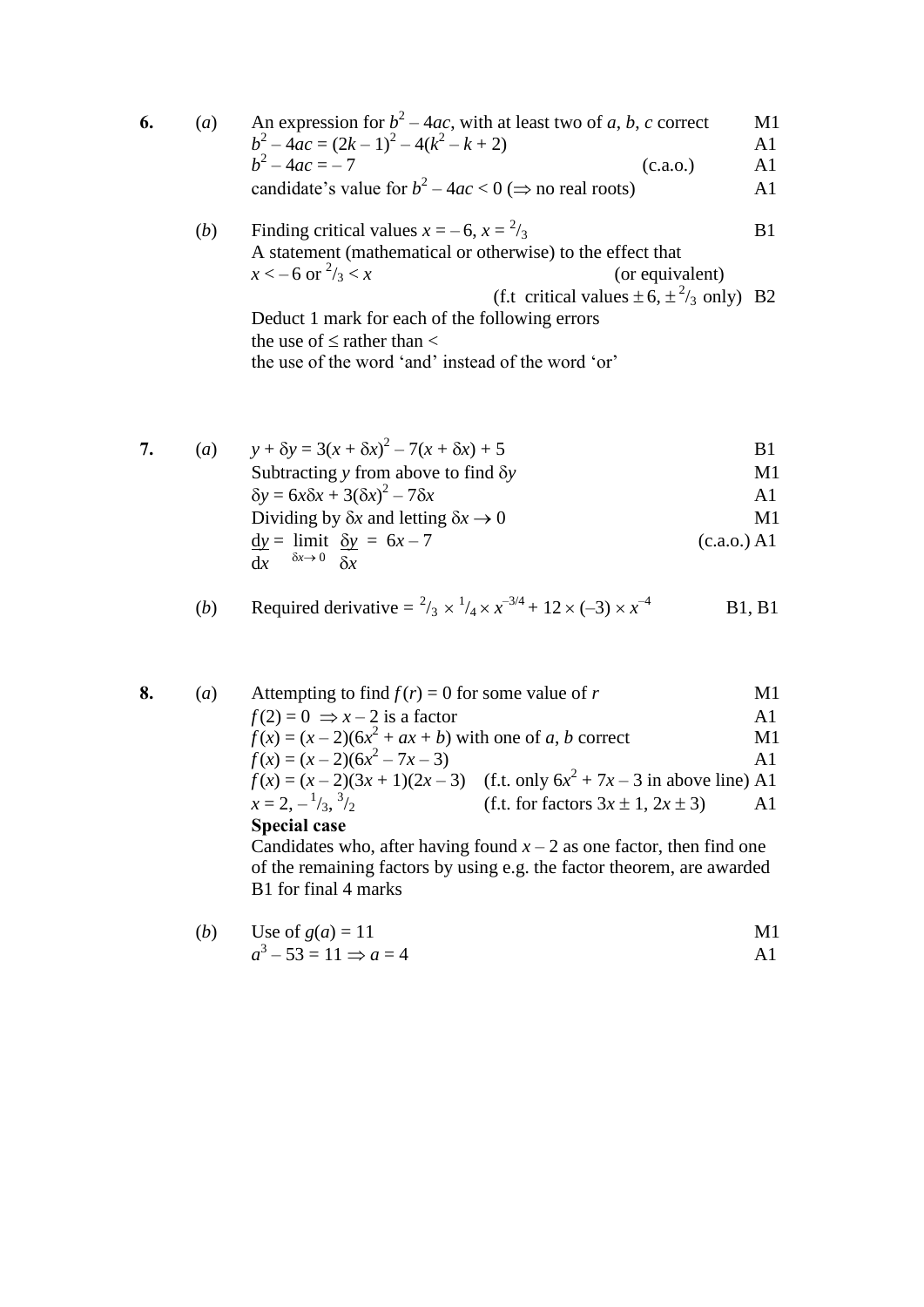**6.** (*a*) An expression for $b^2 - 4ac$, with at least two of $a$, $b$, $c$ correct — M1

$b^2 - 4ac = (2k - 1)^2 - 4(k^2 - k + 2)$ — A1

$b^2 - 4ac = -7$ (c.a.o.) — A1

candidate's value for $b^2 - 4ac < 0$ ($\Rightarrow$ no real roots) — A1

(*b*) Finding critical values $x = -6$, $x = {}^2/_3$ — B1

A statement (mathematical or otherwise) to the effect that

$x < -6$ or ${}^2/_3 < x$ (or equivalent)

(f.t critical values $\pm 6$, $\pm {}^2/_3$ only) — B2

Deduct 1 mark for each of the following errors

the use of $\leq$ rather than $<$

the use of the word 'and' instead of the word 'or'

**7.** (*a*) $y + \delta y = 3(x + \delta x)^2 - 7(x + \delta x) + 5$ — B1

Subtracting $y$ from above to find $\delta y$ — M1

$\delta y = 6x\delta x + 3(\delta x)^2 - 7\delta x$ — A1

Dividing by $\delta x$ and letting $\delta x \to 0$ — M1

$$\frac{dy}{dx} = \lim_{\delta x \to 0} \frac{\delta y}{\delta x} = 6x - 7$$ (c.a.o.) — A1

(*b*) Required derivative $= {}^2/_3 \times {}^1/_4 \times x^{-3/4} + 12 \times (-3) \times x^{-4}$ — B1, B1

**8.** (*a*) Attempting to find $f(r) = 0$ for some value of $r$ — M1

$f(2) = 0 \Rightarrow x - 2$ is a factor — A1

$f(x) = (x - 2)(6x^2 + ax + b)$ with one of $a$, $b$ correct — M1

$f(x) = (x - 2)(6x^2 - 7x - 3)$ — A1

$f(x) = (x - 2)(3x + 1)(2x - 3)$ (f.t. only $6x^2 + 7x - 3$ in above line) — A1

$x = 2, -{}^1/_3, {}^3/_2$ (f.t. for factors $3x \pm 1$, $2x \pm 3$) — A1

**Special case**

Candidates who, after having found $x - 2$ as one factor, then find one of the remaining factors by using e.g. the factor theorem, are awarded B1 for final 4 marks

(*b*) Use of $g(a) = 11$ — M1

$a^3 - 53 = 11 \Rightarrow a = 4$ — A1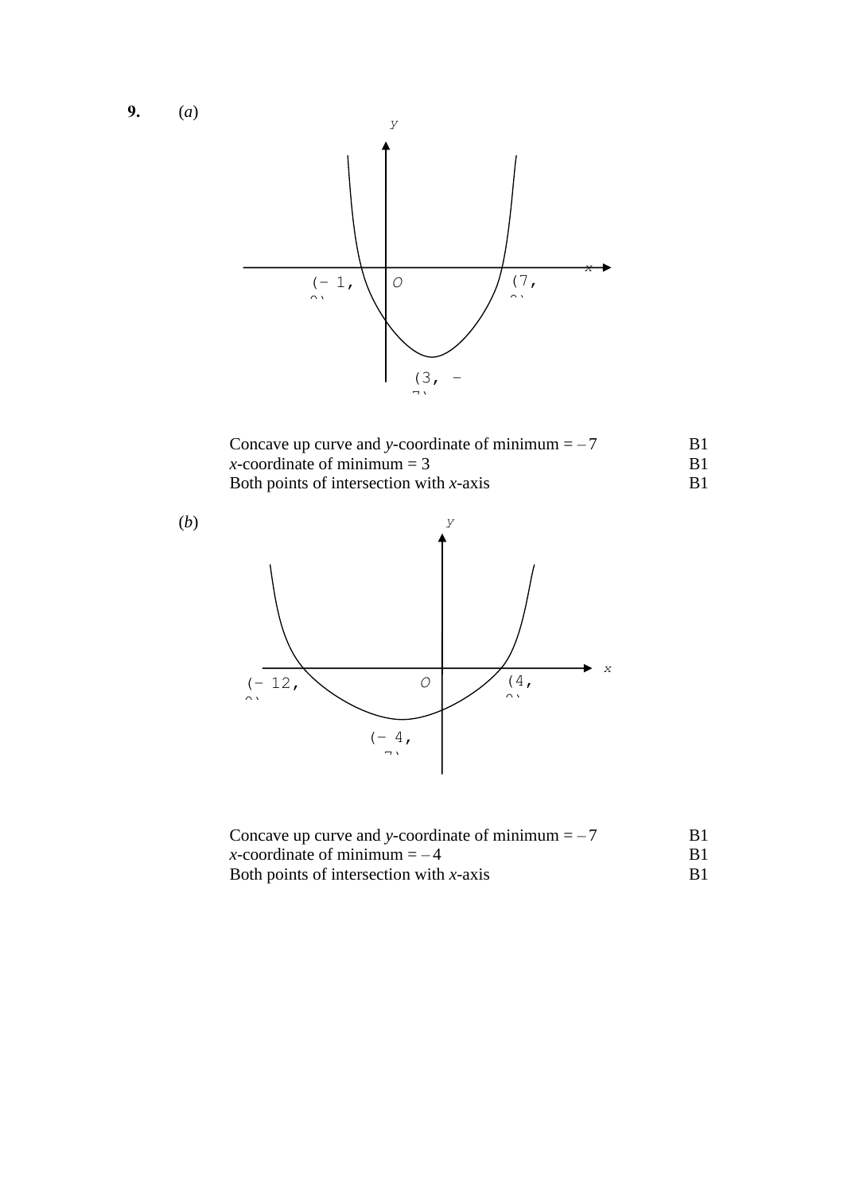**9.** (*a*)

$y$

$x$

$(-1, 0)$ $O$ $(7, 0)$

$(3, -7)$

| | |
|---|---|
| Concave up curve and $y$-coordinate of minimum = $-7$ | B1 |
| $x$-coordinate of minimum = 3 | B1 |
| Both points of intersection with $x$-axis | B1 |

(*b*)

$y$

$x$

$(-12, 0)$ $O$ $(4, 0)$

$(-4, -7)$

| | |
|---|---|
| Concave up curve and $y$-coordinate of minimum = $-7$ | B1 |
| $x$-coordinate of minimum = $-4$ | B1 |
| Both points of intersection with $x$-axis | B1 |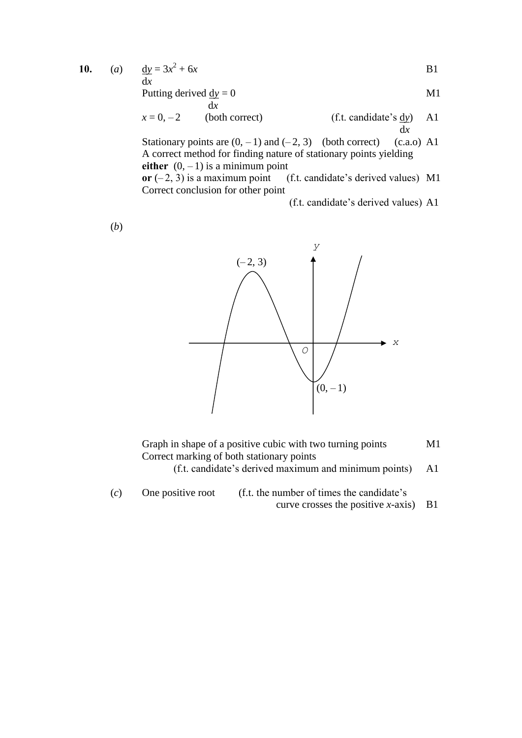**10.** (*a*) $\frac{dy}{dx} = 3x^2 + 6x$ B1

Putting derived $\frac{dy}{dx} = 0$ M1

$x = 0, -2$ (both correct) (f.t. candidate's $\frac{dy}{dx}$) A1

Stationary points are $(0, -1)$ and $(-2, 3)$ (both correct) (c.a.o) A1

A correct method for finding nature of stationary points yielding
**either** $(0, -1)$ is a minimum point
**or** $(-2, 3)$ is a maximum point (f.t. candidate's derived values) M1

Correct conclusion for other point
(f.t. candidate's derived values) A1

(*b*)

y
x
O
(–2, 3)
(0, –1)

Graph in shape of a positive cubic with two turning points M1

Correct marking of both stationary points
(f.t. candidate's derived maximum and minimum points) A1

(*c*) One positive root (f.t. the number of times the candidate's curve crosses the positive *x*-axis) B1